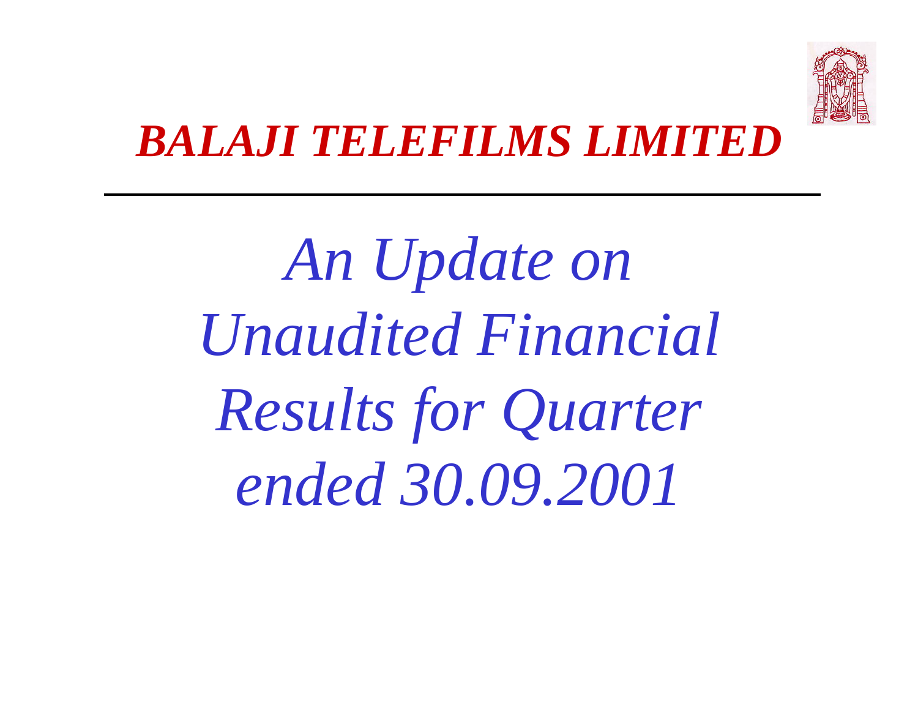# *BALAJI TELEFILMS LIMITED*

---

## *An Update on Unaudited Financial Results for Quarter ended 30.09.2001*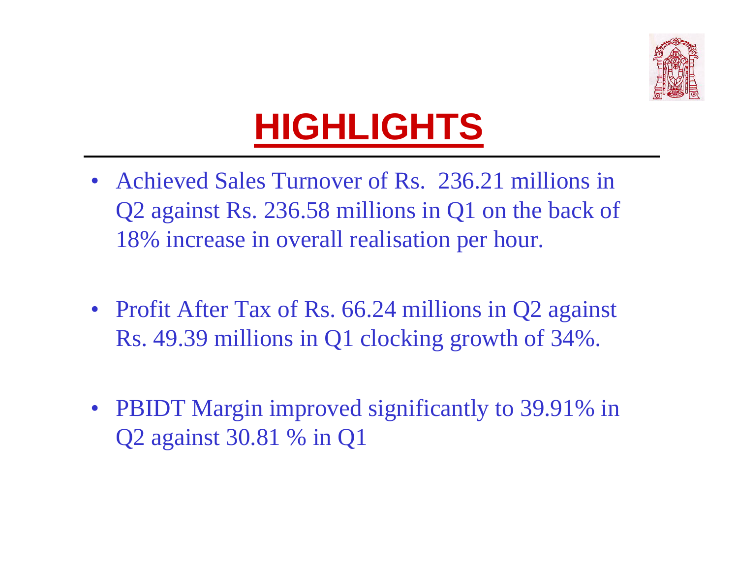# HIGHLIGHTS

- Achieved Sales Turnover of Rs. 236.21 millions in Q2 against Rs. 236.58 millions in Q1 on the back of 18% increase in overall realisation per hour.

- Profit After Tax of Rs. 66.24 millions in Q2 against Rs. 49.39 millions in Q1 clocking growth of 34%.

- PBIDT Margin improved significantly to 39.91% in Q2 against 30.81 % in Q1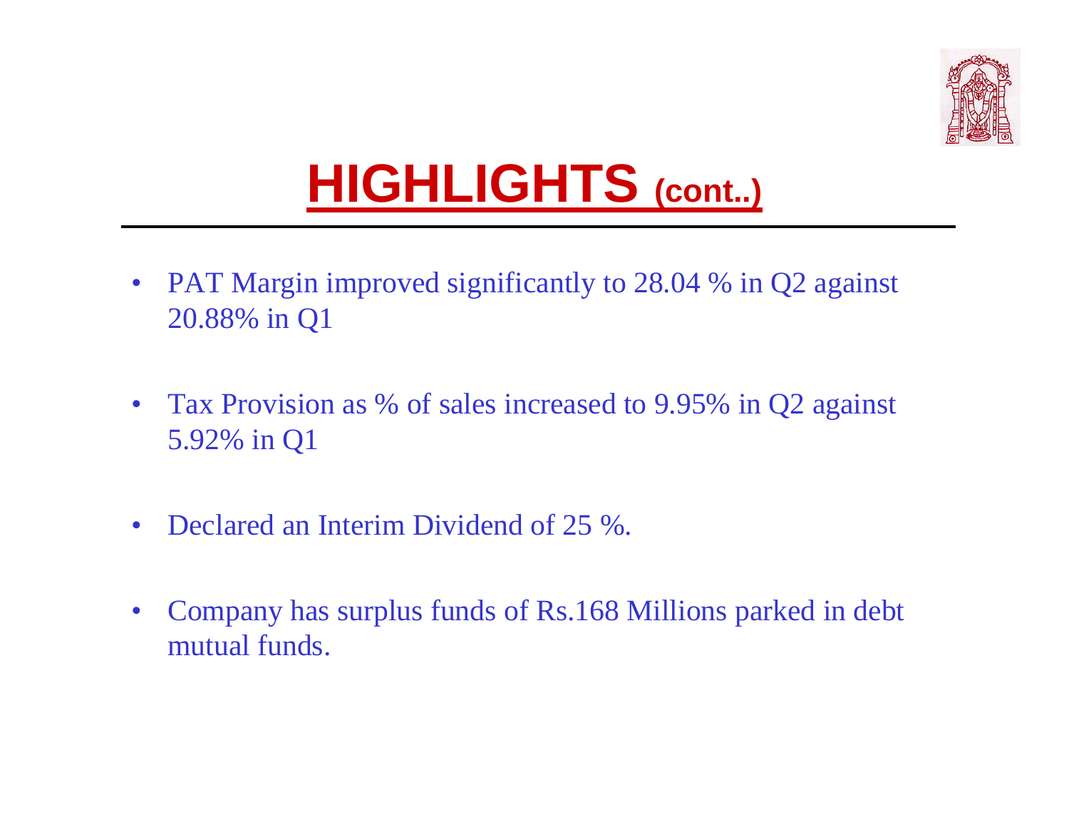# HIGHLIGHTS (cont..)

- PAT Margin improved significantly to 28.04 % in Q2 against 20.88% in Q1
- Tax Provision as % of sales increased to 9.95% in Q2 against 5.92% in Q1
- Declared an Interim Dividend of 25 %.
- Company has surplus funds of Rs.168 Millions parked in debt mutual funds.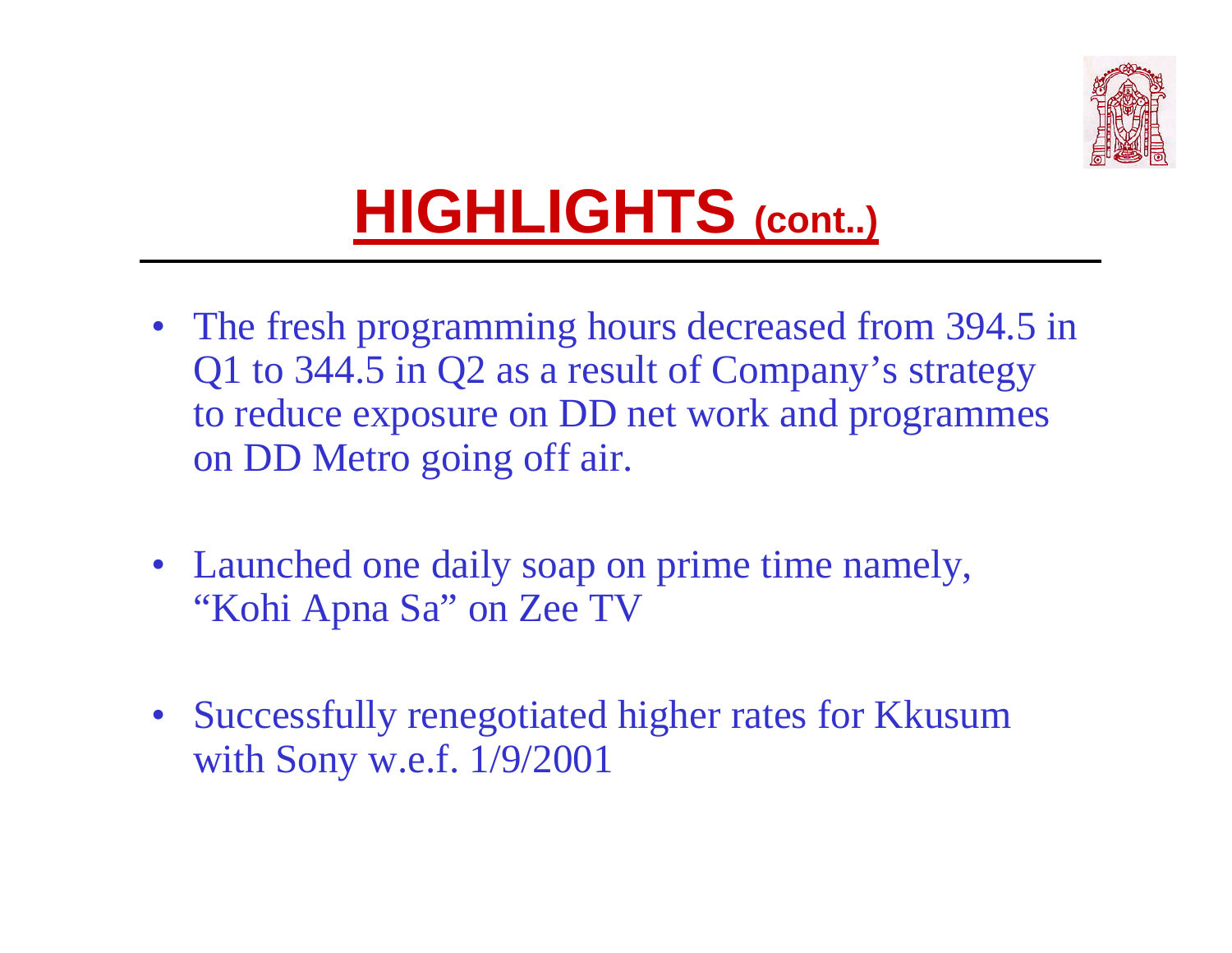# HIGHLIGHTS (cont..)

- The fresh programming hours decreased from 394.5 in Q1 to 344.5 in Q2 as a result of Company's strategy to reduce exposure on DD net work and programmes on DD Metro going off air.
- Launched one daily soap on prime time namely, "Kohi Apna Sa" on Zee TV
- Successfully renegotiated higher rates for Kkusum with Sony w.e.f. 1/9/2001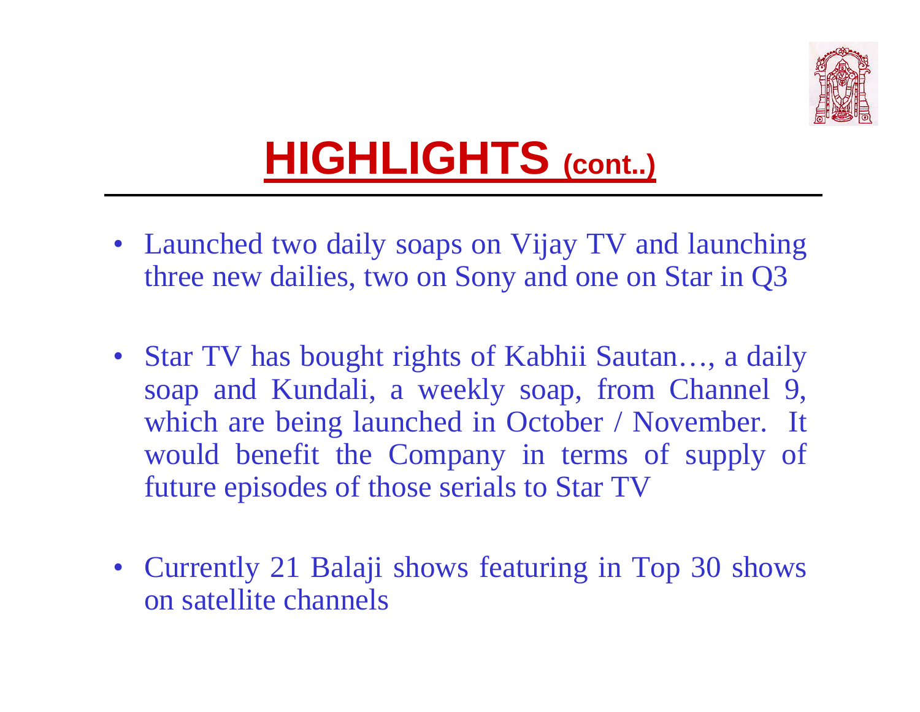# HIGHLIGHTS (cont..)

- Launched two daily soaps on Vijay TV and launching three new dailies, two on Sony and one on Star in Q3
- Star TV has bought rights of Kabhii Sautan…, a daily soap and Kundali, a weekly soap, from Channel 9, which are being launched in October / November. It would benefit the Company in terms of supply of future episodes of those serials to Star TV
- Currently 21 Balaji shows featuring in Top 30 shows on satellite channels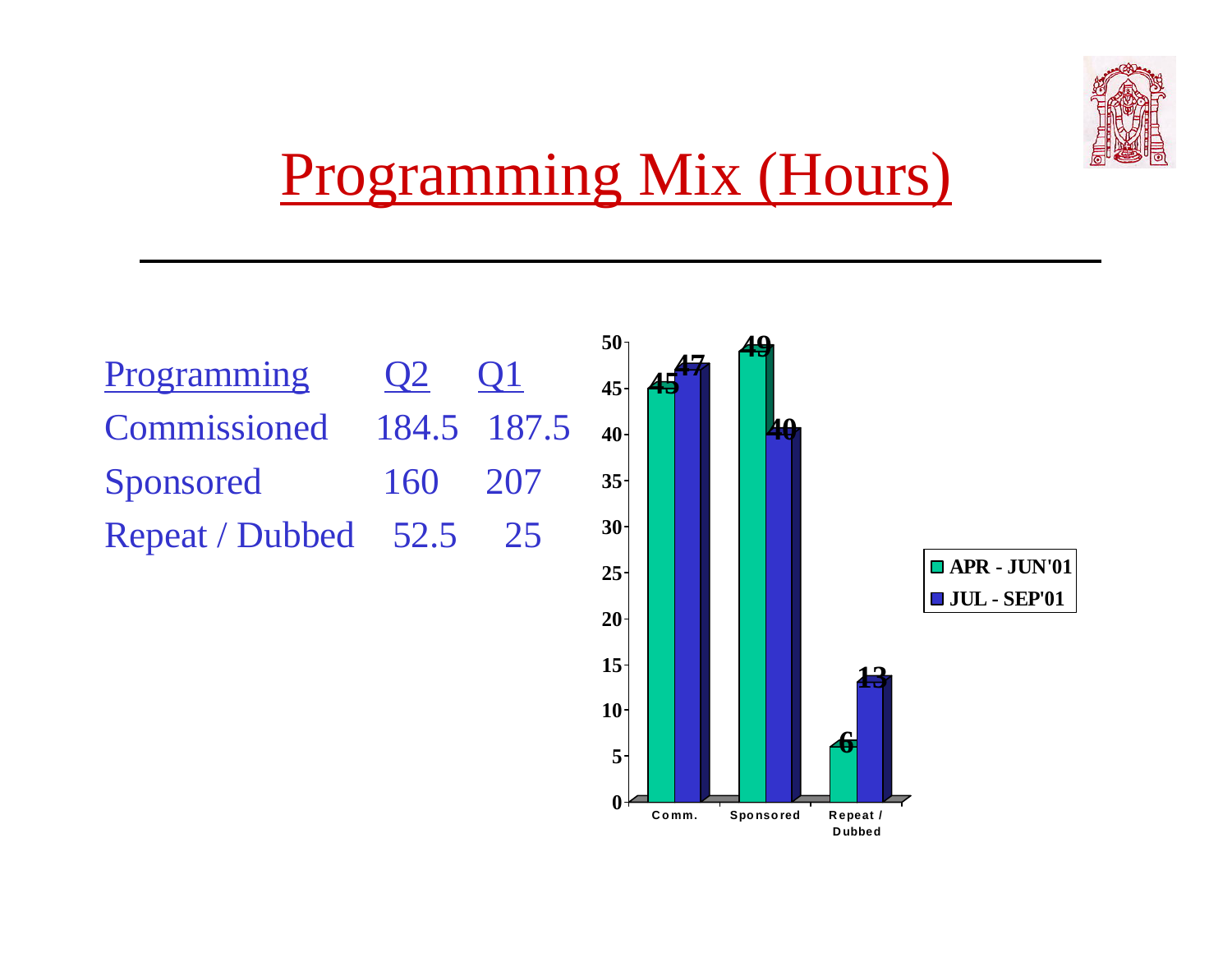# Programming Mix (Hours)

| Programming | Q2 | Q1 |
| --- | --- | --- |
| Commissioned | 184.5 | 187.5 |
| Sponsored | 160 | 207 |
| Repeat / Dubbed | 52.5 | 25 |

50
45
40
35
30
25
20
15
10
5
0

45 47
49 40
6 13

Comm.
Sponsored
Repeat / Dubbed

APR - JUN'01
JUL - SEP'01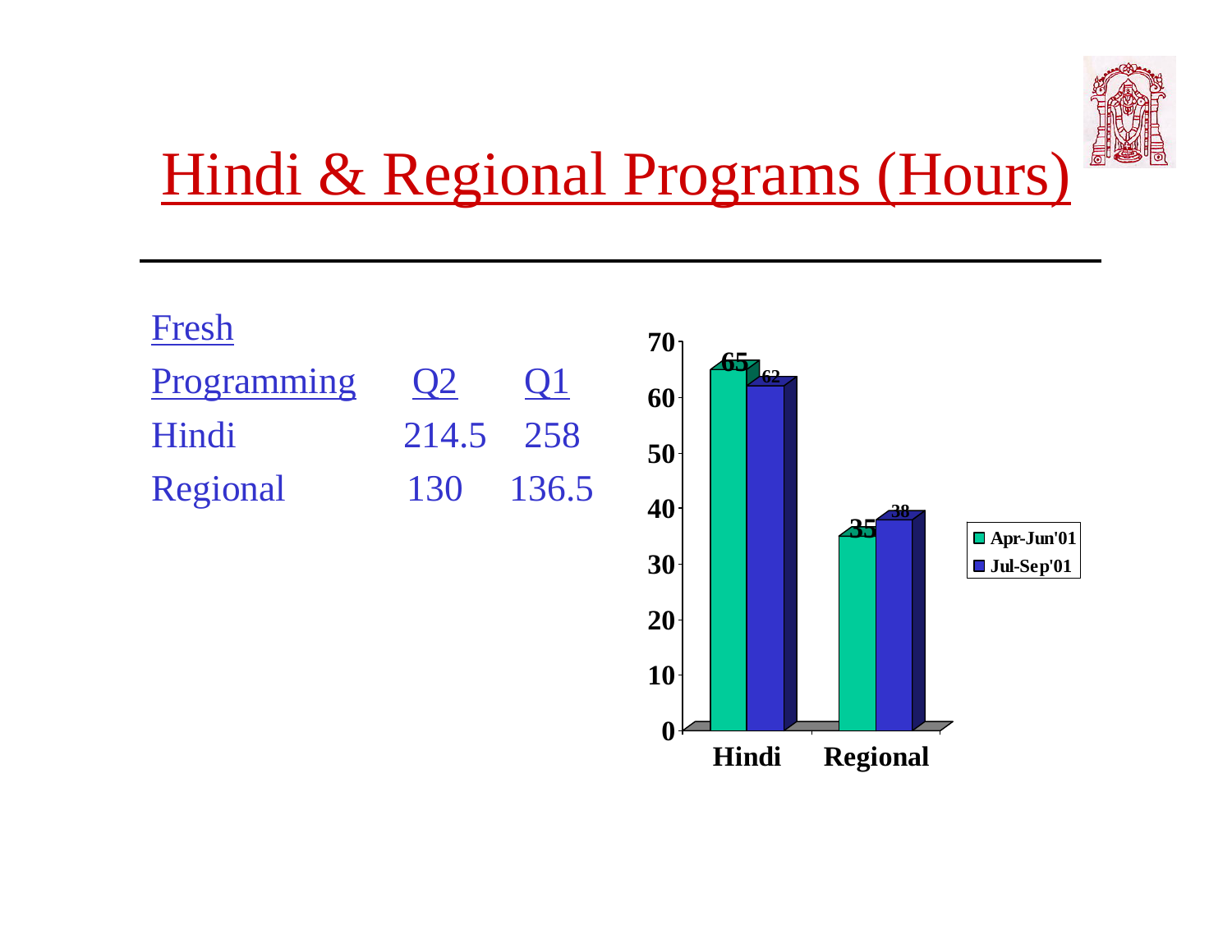# Hindi & Regional Programs (Hours)

| Fresh Programming | Q2 | Q1 |
| --- | --- | --- |
| Hindi | 214.5 | 258 |
| Regional | 130 | 136.5 |

70
60
50
40
30
20
10
0

65
62
35
38

Hindi
Regional

Apr-Jun'01
Jul-Sep'01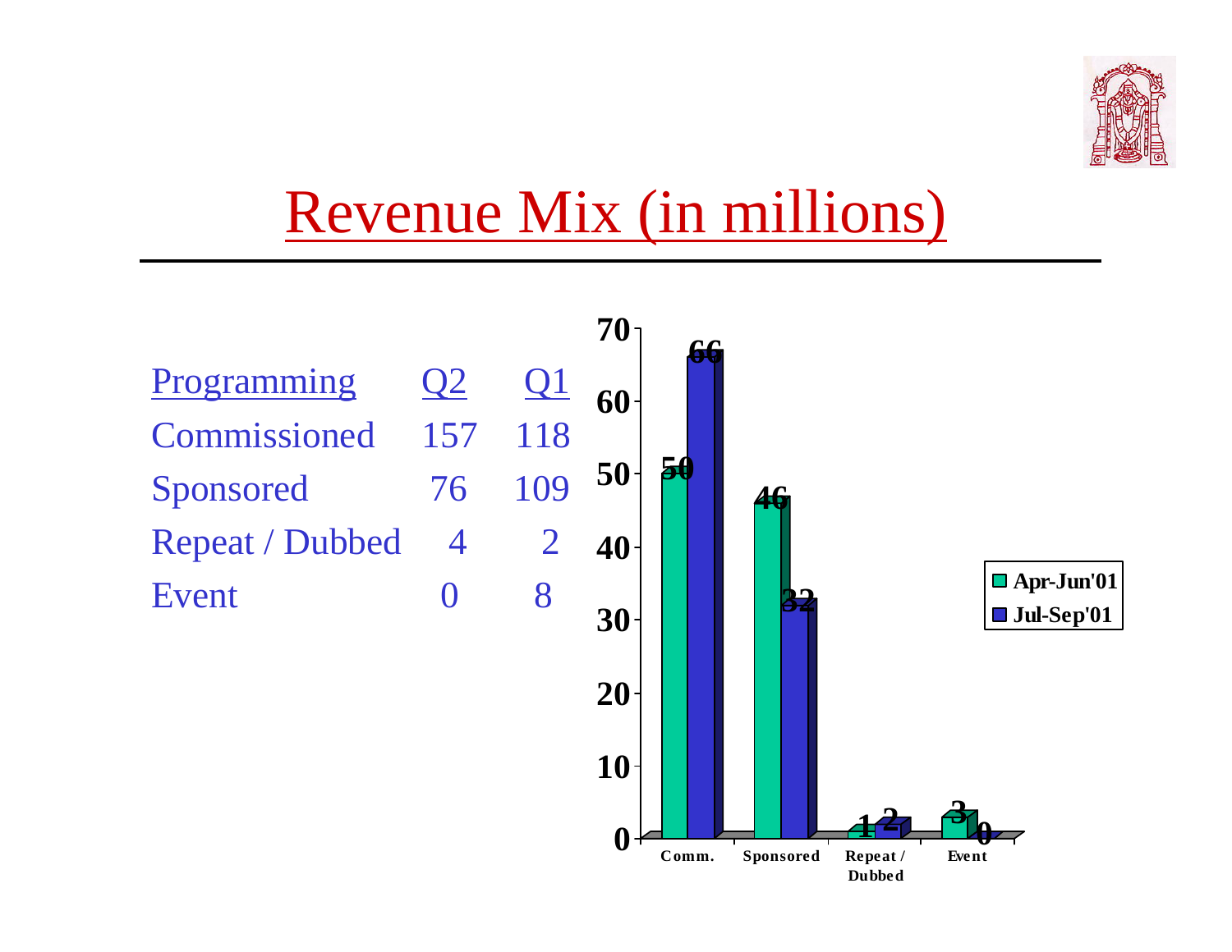# Revenue Mix (in millions)

| Programming | Q2 | Q1 |
| --- | --- | --- |
| Commissioned | 157 | 118 |
| Sponsored | 76 | 109 |
| Repeat / Dubbed | 4 | 2 |
| Event | 0 | 8 |

70
60
50
40
30
20
10
0

66
50
46
32
1
2
3
0

Comm.
Sponsored
Repeat / Dubbed
Event

Apr-Jun'01
Jul-Sep'01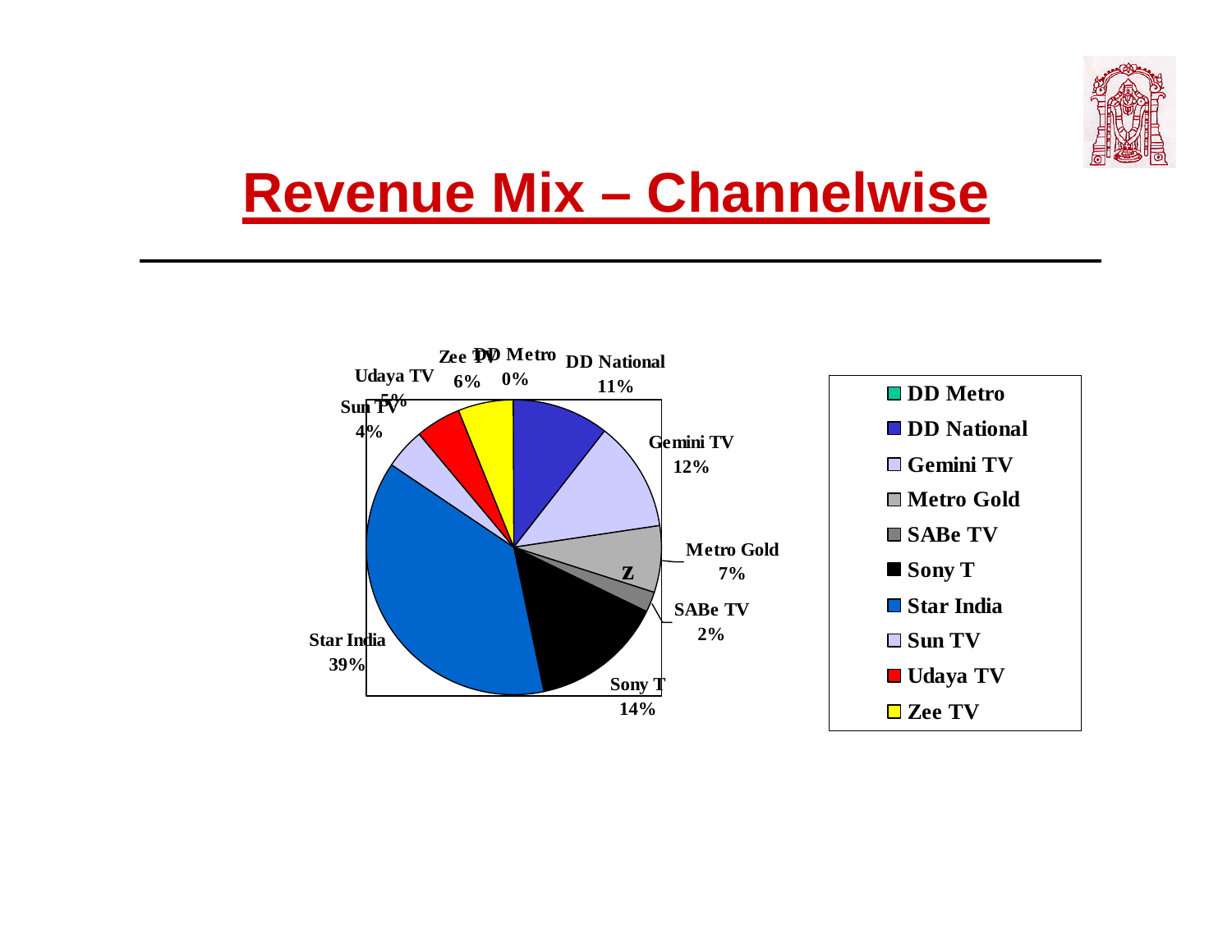# Revenue Mix – Channelwise

DD Metro 0%
DD National 11%
Gemini TV 12%
Metro Gold 7%
SABe TV 2%
Sony T 14%
Star India 39%
Sun TV 4%
Udaya TV 5%
Zee TV 6%

z

- DD Metro
- DD National
- Gemini TV
- Metro Gold
- SABe TV
- Sony T
- Star India
- Sun TV
- Udaya TV
- Zee TV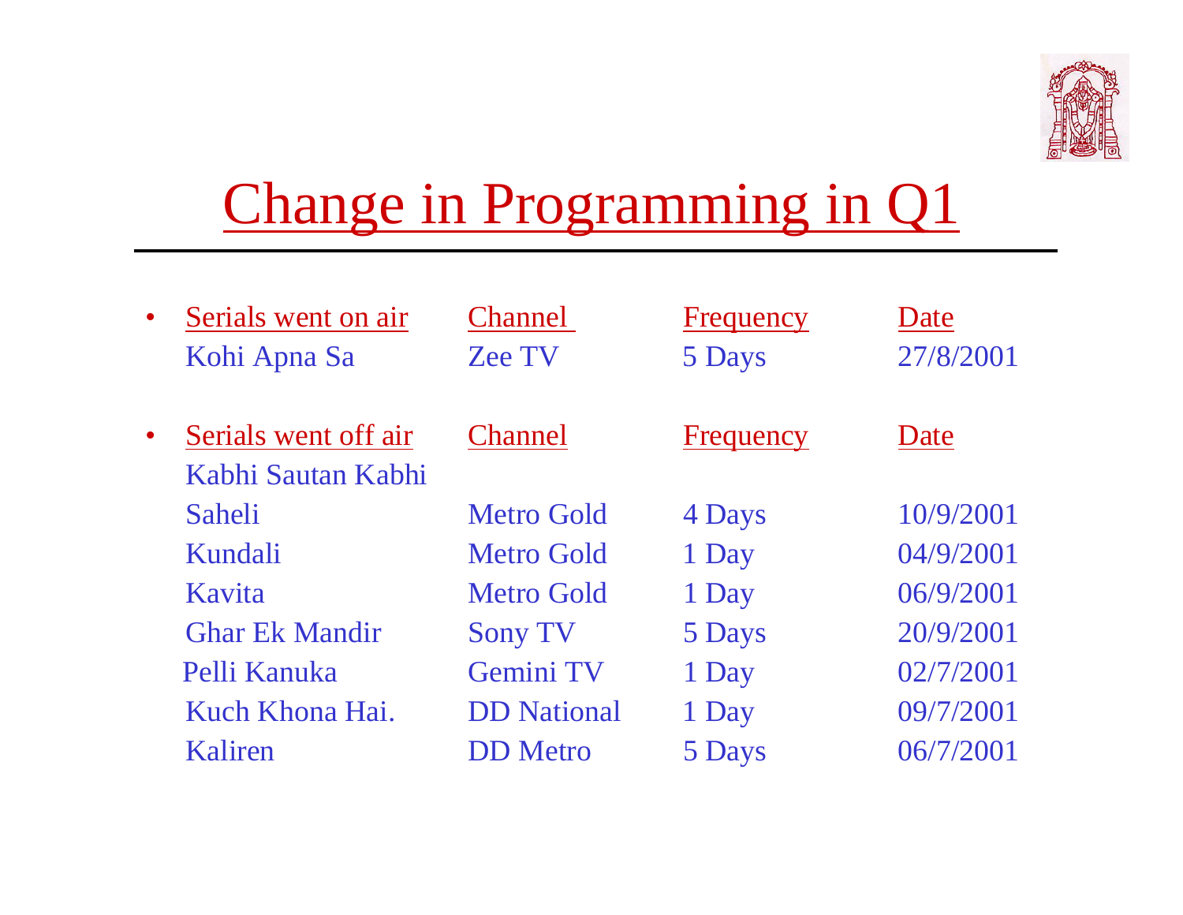# Change in Programming in Q1

| Serials went on air | Channel | Frequency | Date |
| --- | --- | --- | --- |
| Kohi Apna Sa | Zee TV | 5 Days | 27/8/2001 |

| Serials went off air | Channel | Frequency | Date |
| --- | --- | --- | --- |
| Kabhi Sautan Kabhi Saheli | Metro Gold | 4 Days | 10/9/2001 |
| Kundali | Metro Gold | 1 Day | 04/9/2001 |
| Kavita | Metro Gold | 1 Day | 06/9/2001 |
| Ghar Ek Mandir | Sony TV | 5 Days | 20/9/2001 |
| Pelli Kanuka | Gemini TV | 1 Day | 02/7/2001 |
| Kuch Khona Hai. | DD National | 1 Day | 09/7/2001 |
| Kaliren | DD Metro | 5 Days | 06/7/2001 |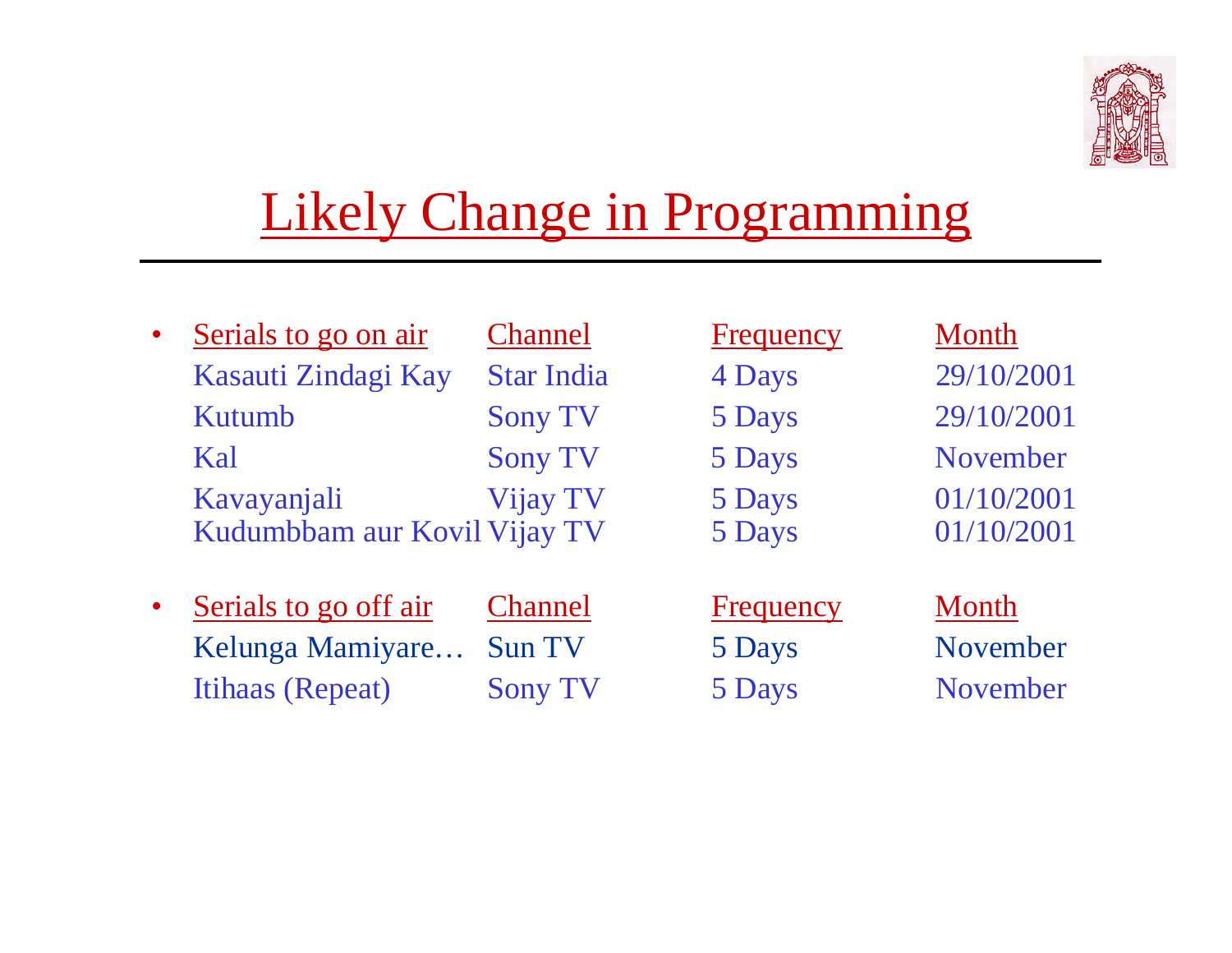# Likely Change in Programming

| Serials to go on air | Channel | Frequency | Month |
| --- | --- | --- | --- |
| Kasauti Zindagi Kay | Star India | 4 Days | 29/10/2001 |
| Kutumb | Sony TV | 5 Days | 29/10/2001 |
| Kal | Sony TV | 5 Days | November |
| Kavayanjali | Vijay TV | 5 Days | 01/10/2001 |
| Kudumbbam aur Kovil | Vijay TV | 5 Days | 01/10/2001 |

| Serials to go off air | Channel | Frequency | Month |
| --- | --- | --- | --- |
| Kelunga Mamiyare… | Sun TV | 5 Days | November |
| Itihaas (Repeat) | Sony TV | 5 Days | November |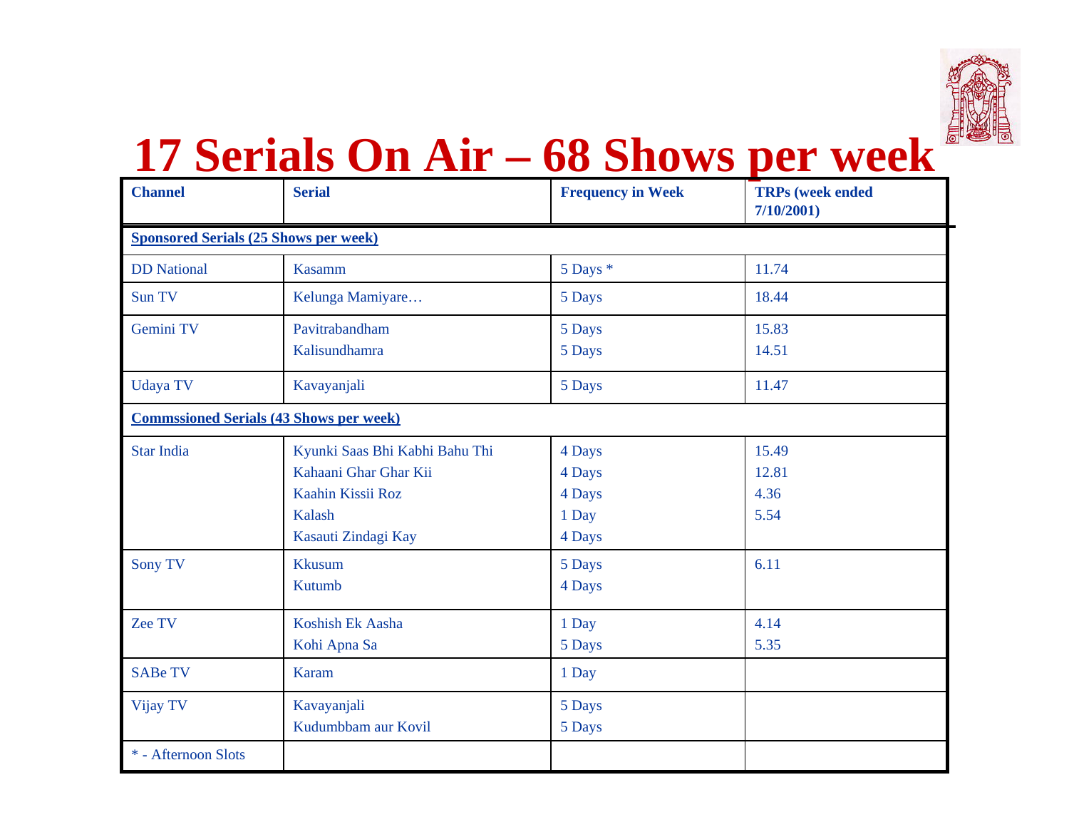# 17 Serials On Air – 68 Shows per week

| Channel | Serial | Frequency in Week | TRPs (week ended 7/10/2001) |
|---|---|---|---|
| **Sponsored Serials (25 Shows per week)** | | | |
| DD National | Kasamm | 5 Days * | 11.74 |
| Sun TV | Kelunga Mamiyare… | 5 Days | 18.44 |
| Gemini TV | Pavitrabandham<br>Kalisundhamra | 5 Days<br>5 Days | 15.83<br>14.51 |
| Udaya TV | Kavayanjali | 5 Days | 11.47 |
| **Commssioned Serials (43 Shows per week)** | | | |
| Star India | Kyunki Saas Bhi Kabhi Bahu Thi<br>Kahaani Ghar Ghar Kii<br>Kaahin Kissii Roz<br>Kalash<br>Kasauti Zindagi Kay | 4 Days<br>4 Days<br>4 Days<br>1 Day<br>4 Days | 15.49<br>12.81<br>4.36<br>5.54 |
| Sony TV | Kkusum<br>Kutumb | 5 Days<br>4 Days | 6.11 |
| Zee TV | Koshish Ek Aasha<br>Kohi Apna Sa | 1 Day<br>5 Days | 4.14<br>5.35 |
| SABe TV | Karam | 1 Day | |
| Vijay TV | Kavayanjali<br>Kudumbbam aur Kovil | 5 Days<br>5 Days | |
| * - Afternoon Slots | | | |